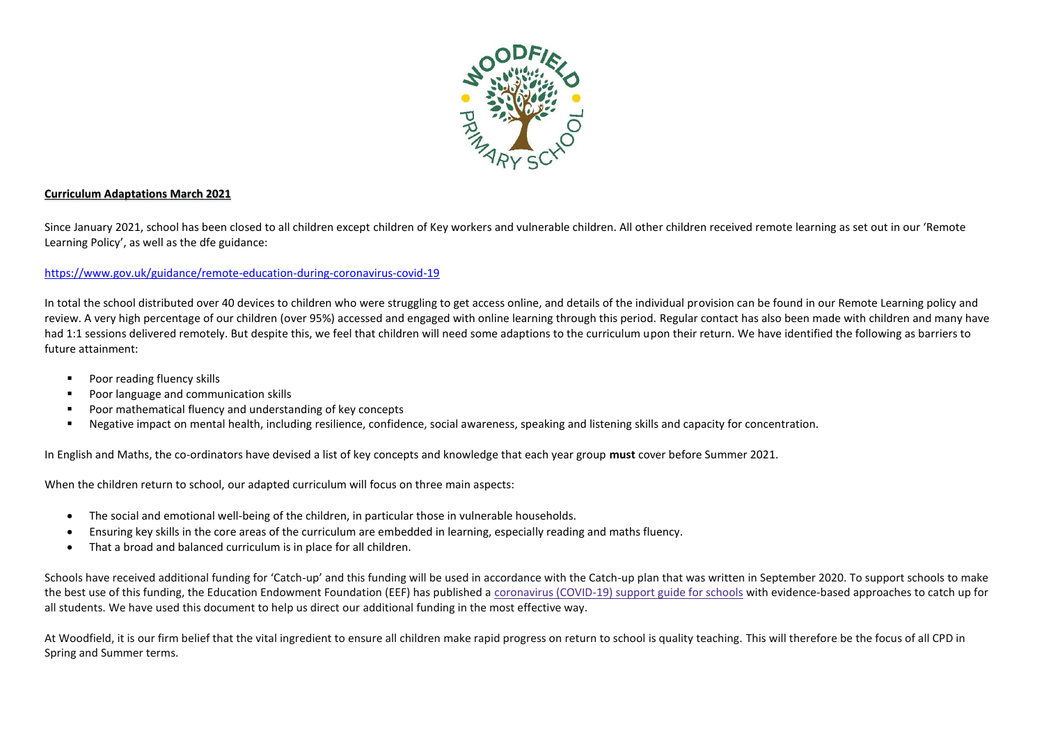**Curriculum Adaptations March 2021**

Since January 2021, school has been closed to all children except children of Key workers and vulnerable children. All other children received remote learning as set out in our 'Remote Learning Policy', as well as the dfe guidance:

https://www.gov.uk/guidance/remote-education-during-coronavirus-covid-19

In total the school distributed over 40 devices to children who were struggling to get access online, and details of the individual provision can be found in our Remote Learning policy and review. A very high percentage of our children (over 95%) accessed and engaged with online learning through this period. Regular contact has also been made with children and many have had 1:1 sessions delivered remotely. But despite this, we feel that children will need some adaptions to the curriculum upon their return. We have identified the following as barriers to future attainment:

- Poor reading fluency skills
- Poor language and communication skills
- Poor mathematical fluency and understanding of key concepts
- Negative impact on mental health, including resilience, confidence, social awareness, speaking and listening skills and capacity for concentration.

In English and Maths, the co-ordinators have devised a list of key concepts and knowledge that each year group **must** cover before Summer 2021.

When the children return to school, our adapted curriculum will focus on three main aspects:

- The social and emotional well-being of the children, in particular those in vulnerable households.
- Ensuring key skills in the core areas of the curriculum are embedded in learning, especially reading and maths fluency.
- That a broad and balanced curriculum is in place for all children.

Schools have received additional funding for 'Catch-up' and this funding will be used in accordance with the Catch-up plan that was written in September 2020. To support schools to make the best use of this funding, the Education Endowment Foundation (EEF) has published a coronavirus (COVID-19) support guide for schools with evidence-based approaches to catch up for all students. We have used this document to help us direct our additional funding in the most effective way.

At Woodfield, it is our firm belief that the vital ingredient to ensure all children make rapid progress on return to school is quality teaching. This will therefore be the focus of all CPD in Spring and Summer terms.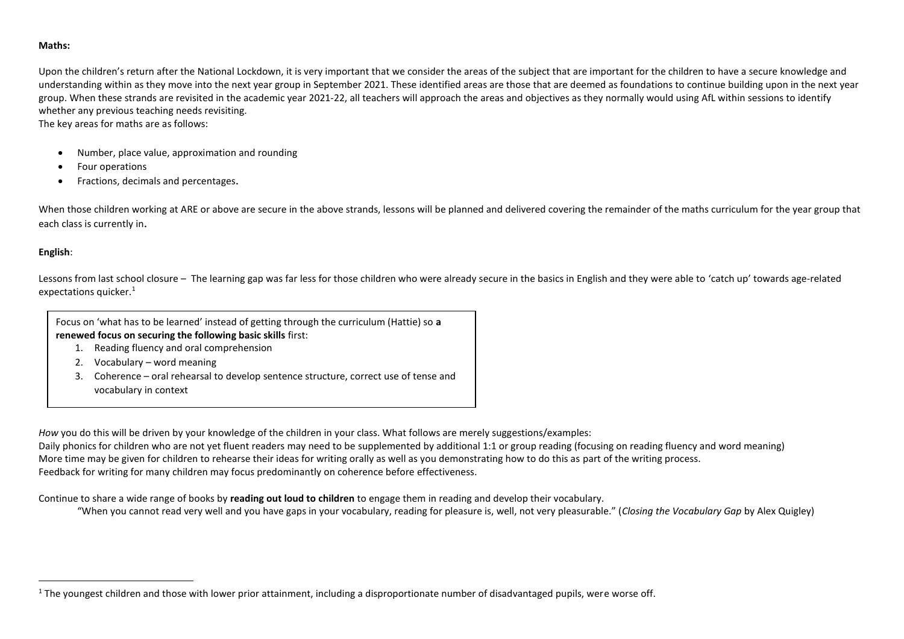**Maths:**

Upon the children's return after the National Lockdown, it is very important that we consider the areas of the subject that are important for the children to have a secure knowledge and understanding within as they move into the next year group in September 2021. These identified areas are those that are deemed as foundations to continue building upon in the next year group. When these strands are revisited in the academic year 2021-22, all teachers will approach the areas and objectives as they normally would using AfL within sessions to identify whether any previous teaching needs revisiting.

The key areas for maths are as follows:

- Number, place value, approximation and rounding
- Four operations
- Fractions, decimals and percentages.

When those children working at ARE or above are secure in the above strands, lessons will be planned and delivered covering the remainder of the maths curriculum for the year group that each class is currently in.

**English**:

Lessons from last school closure – The learning gap was far less for those children who were already secure in the basics in English and they were able to 'catch up' towards age-related expectations quicker.[1]

> Focus on 'what has to be learned' instead of getting through the curriculum (Hattie) so **a renewed focus on securing the following basic skills** first:
>
> 1. Reading fluency and oral comprehension
> 2. Vocabulary – word meaning
> 3. Coherence – oral rehearsal to develop sentence structure, correct use of tense and vocabulary in context

*How* you do this will be driven by your knowledge of the children in your class. What follows are merely suggestions/examples:

Daily phonics for children who are not yet fluent readers may need to be supplemented by additional 1:1 or group reading (focusing on reading fluency and word meaning)

More time may be given for children to rehearse their ideas for writing orally as well as you demonstrating how to do this as part of the writing process.

Feedback for writing for many children may focus predominantly on coherence before effectiveness.

Continue to share a wide range of books by **reading out loud to children** to engage them in reading and develop their vocabulary.

"When you cannot read very well and you have gaps in your vocabulary, reading for pleasure is, well, not very pleasurable." (*Closing the Vocabulary Gap* by Alex Quigley)

---

[1] The youngest children and those with lower prior attainment, including a disproportionate number of disadvantaged pupils, were worse off.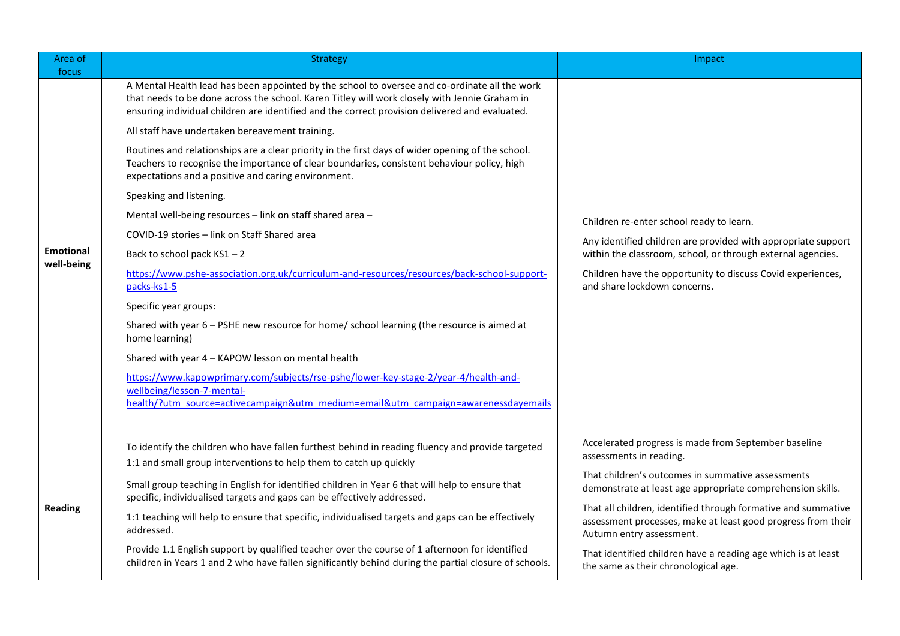| Area of focus | Strategy | Impact |
|---|---|---|
| **Emotional well-being** | A Mental Health lead has been appointed by the school to oversee and co-ordinate all the work that needs to be done across the school. Karen Titley will work closely with Jennie Graham in ensuring individual children are identified and the correct provision delivered and evaluated.<br><br>All staff have undertaken bereavement training.<br><br>Routines and relationships are a clear priority in the first days of wider opening of the school. Teachers to recognise the importance of clear boundaries, consistent behaviour policy, high expectations and a positive and caring environment.<br><br>Speaking and listening.<br><br>Mental well-being resources – link on staff shared area –<br><br>COVID-19 stories – link on Staff Shared area<br><br>Back to school pack KS1 – 2<br><br>https://www.pshe-association.org.uk/curriculum-and-resources/resources/back-school-support-packs-ks1-5<br><br>Specific year groups:<br><br>Shared with year 6 – PSHE new resource for home/ school learning (the resource is aimed at home learning)<br><br>Shared with year 4 – KAPOW lesson on mental health<br><br>https://www.kapowprimary.com/subjects/rse-pshe/lower-key-stage-2/year-4/health-and-wellbeing/lesson-7-mental-health/?utm_source=activecampaign&utm_medium=email&utm_campaign=awarenessdayemails | Children re-enter school ready to learn.<br><br>Any identified children are provided with appropriate support within the classroom, school, or through external agencies.<br><br>Children have the opportunity to discuss Covid experiences, and share lockdown concerns. |
| **Reading** | To identify the children who have fallen furthest behind in reading fluency and provide targeted 1:1 and small group interventions to help them to catch up quickly<br><br>Small group teaching in English for identified children in Year 6 that will help to ensure that specific, individualised targets and gaps can be effectively addressed.<br><br>1:1 teaching will help to ensure that specific, individualised targets and gaps can be effectively addressed.<br><br>Provide 1.1 English support by qualified teacher over the course of 1 afternoon for identified children in Years 1 and 2 who have fallen significantly behind during the partial closure of schools. | Accelerated progress is made from September baseline assessments in reading.<br><br>That children's outcomes in summative assessments demonstrate at least age appropriate comprehension skills.<br><br>That all children, identified through formative and summative assessment processes, make at least good progress from their Autumn entry assessment.<br><br>That identified children have a reading age which is at least the same as their chronological age. |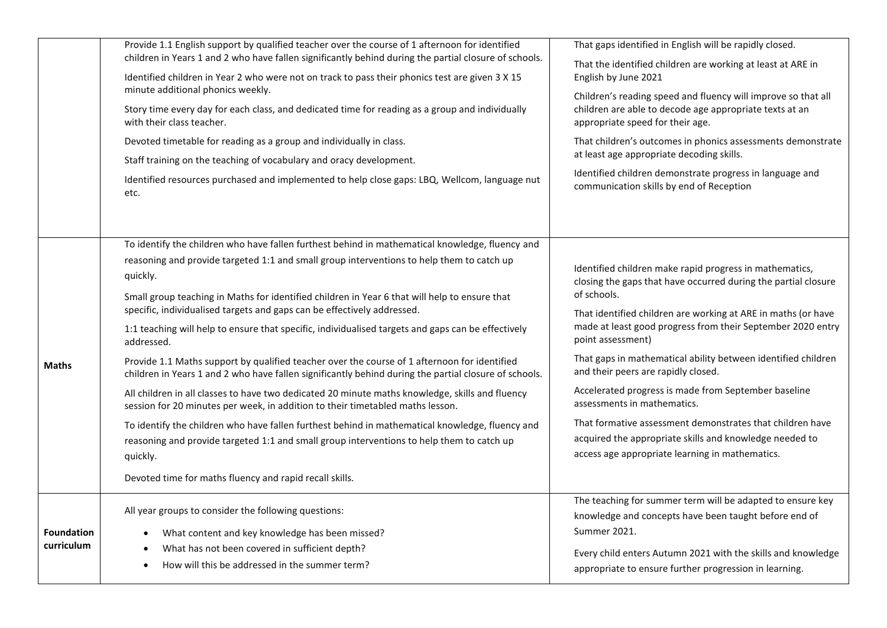| | | |
|---|---|---|
| | Provide 1.1 English support by qualified teacher over the course of 1 afternoon for identified children in Years 1 and 2 who have fallen significantly behind during the partial closure of schools.<br><br>Identified children in Year 2 who were not on track to pass their phonics test are given 3 X 15 minute additional phonics weekly.<br><br>Story time every day for each class, and dedicated time for reading as a group and individually with their class teacher.<br><br>Devoted timetable for reading as a group and individually in class.<br><br>Staff training on the teaching of vocabulary and oracy development.<br><br>Identified resources purchased and implemented to help close gaps: LBQ, Wellcom, language nut etc. | That gaps identified in English will be rapidly closed.<br><br>That the identified children are working at least at ARE in English by June 2021<br><br>Children's reading speed and fluency will improve so that all children are able to decode age appropriate texts at an appropriate speed for their age.<br><br>That children's outcomes in phonics assessments demonstrate at least age appropriate decoding skills.<br><br>Identified children demonstrate progress in language and communication skills by end of Reception |
| **Maths** | To identify the children who have fallen furthest behind in mathematical knowledge, fluency and reasoning and provide targeted 1:1 and small group interventions to help them to catch up quickly.<br><br>Small group teaching in Maths for identified children in Year 6 that will help to ensure that specific, individualised targets and gaps can be effectively addressed.<br><br>1:1 teaching will help to ensure that specific, individualised targets and gaps can be effectively addressed.<br><br>Provide 1.1 Maths support by qualified teacher over the course of 1 afternoon for identified children in Years 1 and 2 who have fallen significantly behind during the partial closure of schools.<br><br>All children in all classes to have two dedicated 20 minute maths knowledge, skills and fluency session for 20 minutes per week, in addition to their timetabled maths lesson.<br><br>To identify the children who have fallen furthest behind in mathematical knowledge, fluency and reasoning and provide targeted 1:1 and small group interventions to help them to catch up quickly.<br><br>Devoted time for maths fluency and rapid recall skills. | Identified children make rapid progress in mathematics, closing the gaps that have occurred during the partial closure of schools.<br><br>That identified children are working at ARE in maths (or have made at least good progress from their September 2020 entry point assessment)<br><br>That gaps in mathematical ability between identified children and their peers are rapidly closed.<br><br>Accelerated progress is made from September baseline assessments in mathematics.<br><br>That formative assessment demonstrates that children have acquired the appropriate skills and knowledge needed to access age appropriate learning in mathematics. |
| **Foundation curriculum** | All year groups to consider the following questions:<br><br>• What content and key knowledge has been missed?<br>• What has not been covered in sufficient depth?<br>• How will this be addressed in the summer term? | The teaching for summer term will be adapted to ensure key knowledge and concepts have been taught before end of Summer 2021.<br><br>Every child enters Autumn 2021 with the skills and knowledge appropriate to ensure further progression in learning. |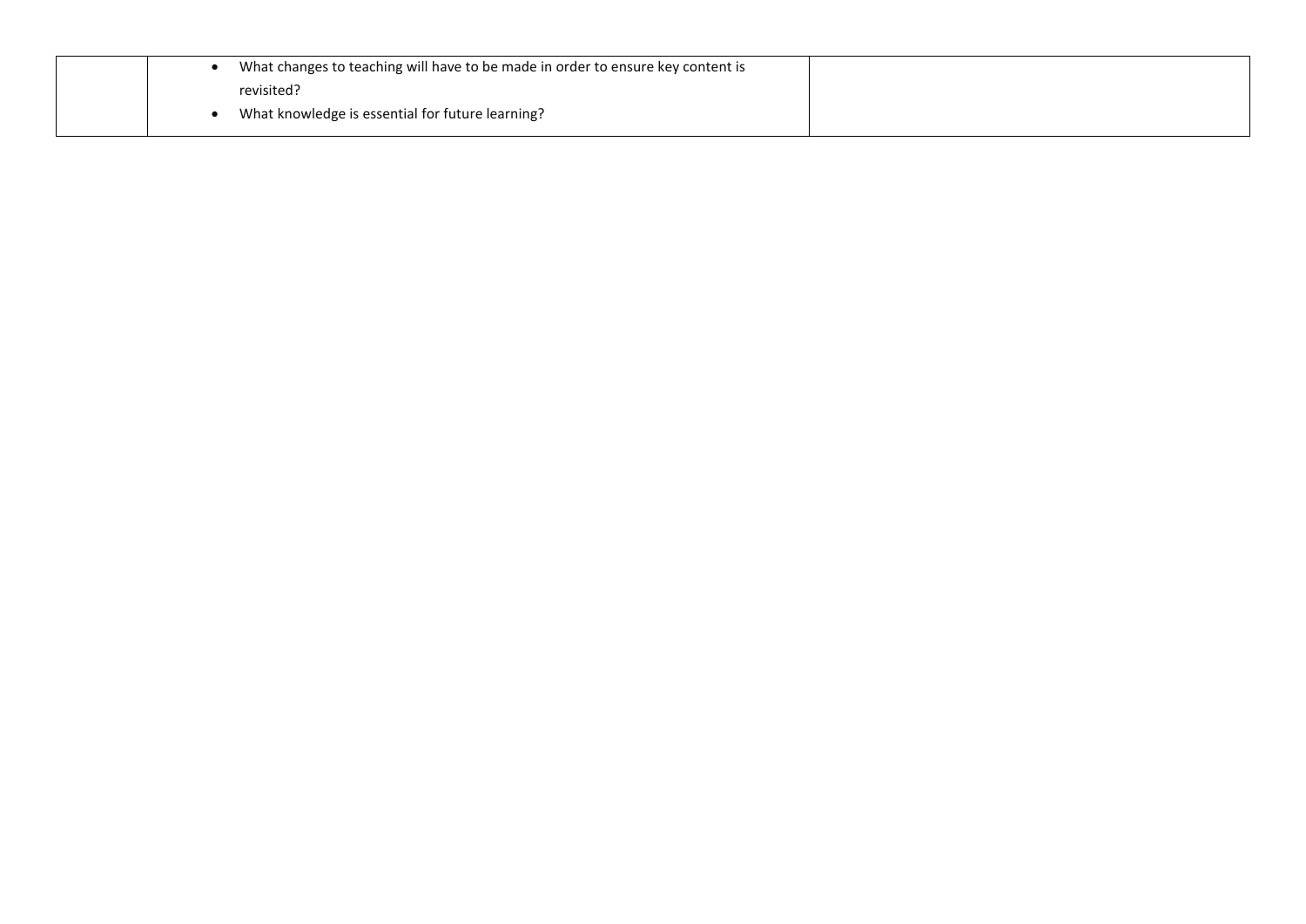| | | |
|---|---|---|
| | • What changes to teaching will have to be made in order to ensure key content is revisited?<br>• What knowledge is essential for future learning? | |